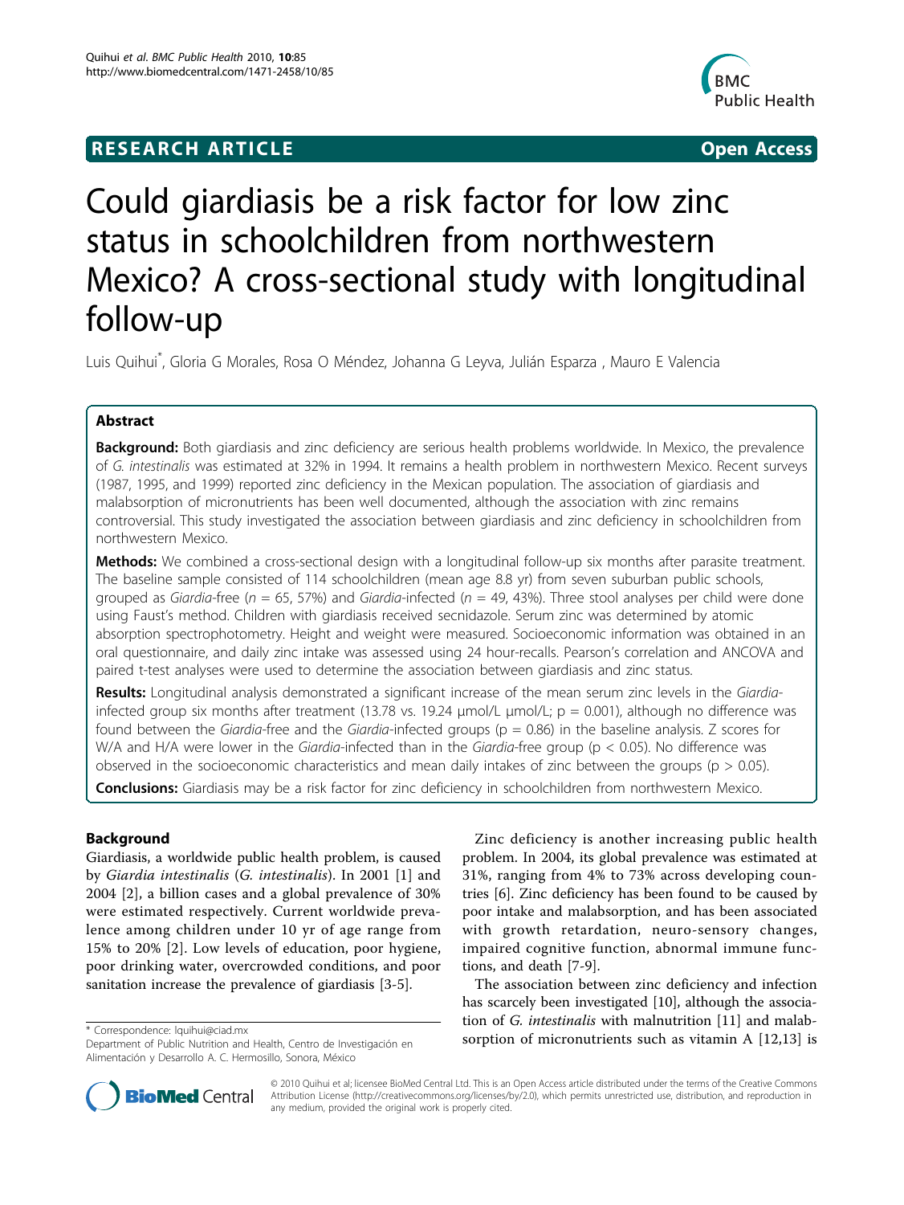**RESEARCH ARTICLE** **Open Access**

# Could giardiasis be a risk factor for low zinc status in schoolchildren from northwestern Mexico? A cross-sectional study with longitudinal follow-up

Luis Quihui*, Gloria G Morales, Rosa O Méndez, Johanna G Leyva, Julián Esparza , Mauro E Valencia

## Abstract

**Background:** Both giardiasis and zinc deficiency are serious health problems worldwide. In Mexico, the prevalence of *G. intestinalis* was estimated at 32% in 1994. It remains a health problem in northwestern Mexico. Recent surveys (1987, 1995, and 1999) reported zinc deficiency in the Mexican population. The association of giardiasis and malabsorption of micronutrients has been well documented, although the association with zinc remains controversial. This study investigated the association between giardiasis and zinc deficiency in schoolchildren from northwestern Mexico.

**Methods:** We combined a cross-sectional design with a longitudinal follow-up six months after parasite treatment. The baseline sample consisted of 114 schoolchildren (mean age 8.8 yr) from seven suburban public schools, grouped as *Giardia*-free ($n = 65$, 57%) and *Giardia*-infected ($n = 49$, 43%). Three stool analyses per child were done using Faust's method. Children with giardiasis received secnidazole. Serum zinc was determined by atomic absorption spectrophotometry. Height and weight were measured. Socioeconomic information was obtained in an oral questionnaire, and daily zinc intake was assessed using 24 hour-recalls. Pearson's correlation and ANCOVA and paired t-test analyses were used to determine the association between giardiasis and zinc status.

**Results:** Longitudinal analysis demonstrated a significant increase of the mean serum zinc levels in the *Giardia*-infected group six months after treatment (13.78 vs. 19.24 μmol/L μmol/L; $p = 0.001$), although no difference was found between the *Giardia*-free and the *Giardia*-infected groups ($p = 0.86$) in the baseline analysis. Z scores for W/A and H/A were lower in the *Giardia*-infected than in the *Giardia*-free group ($p < 0.05$). No difference was observed in the socioeconomic characteristics and mean daily intakes of zinc between the groups ($p > 0.05$).

**Conclusions:** Giardiasis may be a risk factor for zinc deficiency in schoolchildren from northwestern Mexico.

## Background

Giardiasis, a worldwide public health problem, is caused by *Giardia intestinalis* (*G. intestinalis*). In 2001 [1] and 2004 [2], a billion cases and a global prevalence of 30% were estimated respectively. Current worldwide prevalence among children under 10 yr of age range from 15% to 20% [2]. Low levels of education, poor hygiene, poor drinking water, overcrowded conditions, and poor sanitation increase the prevalence of giardiasis [3-5].

Zinc deficiency is another increasing public health problem. In 2004, its global prevalence was estimated at 31%, ranging from 4% to 73% across developing countries [6]. Zinc deficiency has been found to be caused by poor intake and malabsorption, and has been associated with growth retardation, neuro-sensory changes, impaired cognitive function, abnormal immune functions, and death [7-9].

The association between zinc deficiency and infection has scarcely been investigated [10], although the association of *G. intestinalis* with malnutrition [11] and malabsorption of micronutrients such as vitamin A [12,13] is

\* Correspondence: lquihui@ciad.mx
Department of Public Nutrition and Health, Centro de Investigación en Alimentación y Desarrollo A. C. Hermosillo, Sonora, México

© 2010 Quihui et al; licensee BioMed Central Ltd. This is an Open Access article distributed under the terms of the Creative Commons Attribution License (http://creativecommons.org/licenses/by/2.0), which permits unrestricted use, distribution, and reproduction in any medium, provided the original work is properly cited.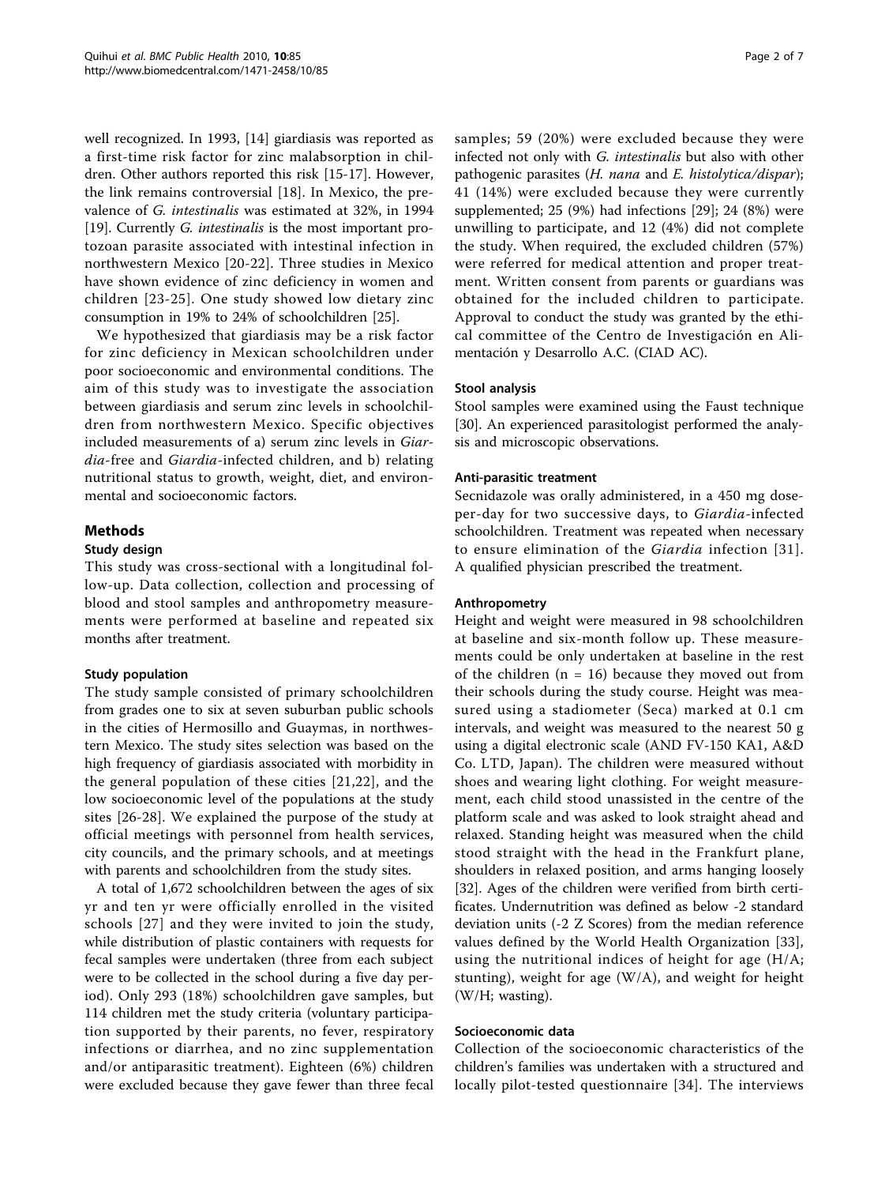well recognized. In 1993, [14] giardiasis was reported as a first-time risk factor for zinc malabsorption in children. Other authors reported this risk [15-17]. However, the link remains controversial [18]. In Mexico, the prevalence of *G. intestinalis* was estimated at 32%, in 1994 [19]. Currently *G. intestinalis* is the most important protozoan parasite associated with intestinal infection in northwestern Mexico [20-22]. Three studies in Mexico have shown evidence of zinc deficiency in women and children [23-25]. One study showed low dietary zinc consumption in 19% to 24% of schoolchildren [25].

We hypothesized that giardiasis may be a risk factor for zinc deficiency in Mexican schoolchildren under poor socioeconomic and environmental conditions. The aim of this study was to investigate the association between giardiasis and serum zinc levels in schoolchildren from northwestern Mexico. Specific objectives included measurements of a) serum zinc levels in *Giardia*-free and *Giardia*-infected children, and b) relating nutritional status to growth, weight, diet, and environmental and socioeconomic factors.

## Methods

### Study design

This study was cross-sectional with a longitudinal follow-up. Data collection, collection and processing of blood and stool samples and anthropometry measurements were performed at baseline and repeated six months after treatment.

### Study population

The study sample consisted of primary schoolchildren from grades one to six at seven suburban public schools in the cities of Hermosillo and Guaymas, in northwestern Mexico. The study sites selection was based on the high frequency of giardiasis associated with morbidity in the general population of these cities [21,22], and the low socioeconomic level of the populations at the study sites [26-28]. We explained the purpose of the study at official meetings with personnel from health services, city councils, and the primary schools, and at meetings with parents and schoolchildren from the study sites.

A total of 1,672 schoolchildren between the ages of six yr and ten yr were officially enrolled in the visited schools [27] and they were invited to join the study, while distribution of plastic containers with requests for fecal samples were undertaken (three from each subject were to be collected in the school during a five day period). Only 293 (18%) schoolchildren gave samples, but 114 children met the study criteria (voluntary participation supported by their parents, no fever, respiratory infections or diarrhea, and no zinc supplementation and/or antiparasitic treatment). Eighteen (6%) children were excluded because they gave fewer than three fecal samples; 59 (20%) were excluded because they were infected not only with *G. intestinalis* but also with other pathogenic parasites (*H. nana* and *E. histolytica/dispar*); 41 (14%) were excluded because they were currently supplemented; 25 (9%) had infections [29]; 24 (8%) were unwilling to participate, and 12 (4%) did not complete the study. When required, the excluded children (57%) were referred for medical attention and proper treatment. Written consent from parents or guardians was obtained for the included children to participate. Approval to conduct the study was granted by the ethical committee of the Centro de Investigación en Alimentación y Desarrollo A.C. (CIAD AC).

### Stool analysis

Stool samples were examined using the Faust technique [30]. An experienced parasitologist performed the analysis and microscopic observations.

### Anti-parasitic treatment

Secnidazole was orally administered, in a 450 mg dose-per-day for two successive days, to *Giardia*-infected schoolchildren. Treatment was repeated when necessary to ensure elimination of the *Giardia* infection [31]. A qualified physician prescribed the treatment.

### Anthropometry

Height and weight were measured in 98 schoolchildren at baseline and six-month follow up. These measurements could be only undertaken at baseline in the rest of the children (n = 16) because they moved out from their schools during the study course. Height was measured using a stadiometer (Seca) marked at 0.1 cm intervals, and weight was measured to the nearest 50 g using a digital electronic scale (AND FV-150 KA1, A&D Co. LTD, Japan). The children were measured without shoes and wearing light clothing. For weight measurement, each child stood unassisted in the centre of the platform scale and was asked to look straight ahead and relaxed. Standing height was measured when the child stood straight with the head in the Frankfurt plane, shoulders in relaxed position, and arms hanging loosely [32]. Ages of the children were verified from birth certificates. Undernutrition was defined as below -2 standard deviation units (-2 Z Scores) from the median reference values defined by the World Health Organization [33], using the nutritional indices of height for age (H/A; stunting), weight for age (W/A), and weight for height (W/H; wasting).

### Socioeconomic data

Collection of the socioeconomic characteristics of the children's families was undertaken with a structured and locally pilot-tested questionnaire [34]. The interviews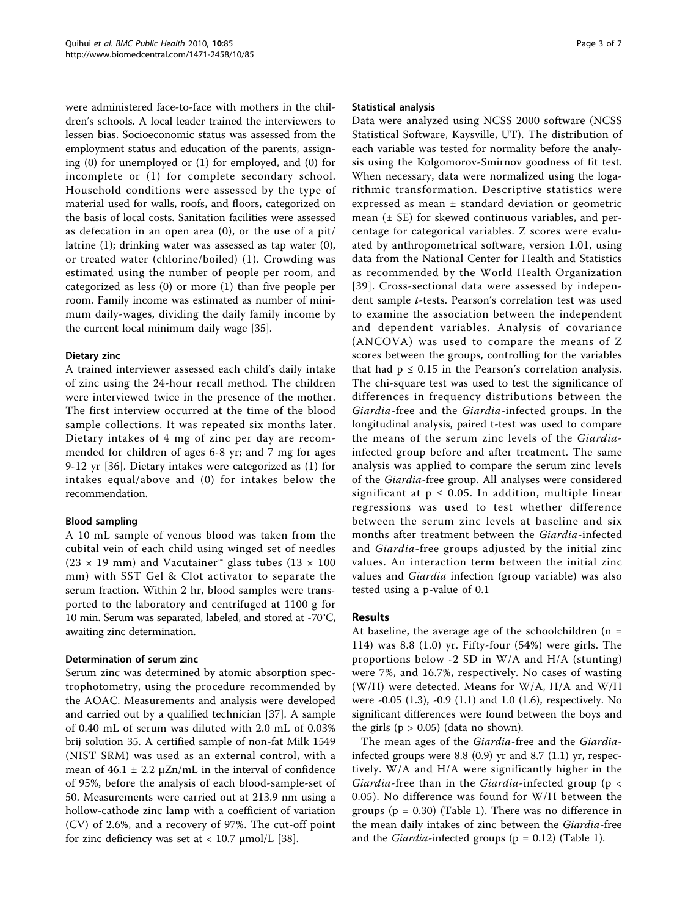were administered face-to-face with mothers in the children's schools. A local leader trained the interviewers to lessen bias. Socioeconomic status was assessed from the employment status and education of the parents, assigning (0) for unemployed or (1) for employed, and (0) for incomplete or (1) for complete secondary school. Household conditions were assessed by the type of material used for walls, roofs, and floors, categorized on the basis of local costs. Sanitation facilities were assessed as defecation in an open area (0), or the use of a pit/latrine (1); drinking water was assessed as tap water (0), or treated water (chlorine/boiled) (1). Crowding was estimated using the number of people per room, and categorized as less (0) or more (1) than five people per room. Family income was estimated as number of minimum daily-wages, dividing the daily family income by the current local minimum daily wage [35].

### Dietary zinc

A trained interviewer assessed each child's daily intake of zinc using the 24-hour recall method. The children were interviewed twice in the presence of the mother. The first interview occurred at the time of the blood sample collections. It was repeated six months later. Dietary intakes of 4 mg of zinc per day are recommended for children of ages 6-8 yr; and 7 mg for ages 9-12 yr [36]. Dietary intakes were categorized as (1) for intakes equal/above and (0) for intakes below the recommendation.

### Blood sampling

A 10 mL sample of venous blood was taken from the cubital vein of each child using winged set of needles (23 × 19 mm) and Vacutainer™ glass tubes (13 × 100 mm) with SST Gel & Clot activator to separate the serum fraction. Within 2 hr, blood samples were transported to the laboratory and centrifuged at 1100 g for 10 min. Serum was separated, labeled, and stored at -70°C, awaiting zinc determination.

### Determination of serum zinc

Serum zinc was determined by atomic absorption spectrophotometry, using the procedure recommended by the AOAC. Measurements and analysis were developed and carried out by a qualified technician [37]. A sample of 0.40 mL of serum was diluted with 2.0 mL of 0.03% brij solution 35. A certified sample of non-fat Milk 1549 (NIST SRM) was used as an external control, with a mean of 46.1 ± 2.2 μZn/mL in the interval of confidence of 95%, before the analysis of each blood-sample-set of 50. Measurements were carried out at 213.9 nm using a hollow-cathode zinc lamp with a coefficient of variation (CV) of 2.6%, and a recovery of 97%. The cut-off point for zinc deficiency was set at < 10.7 μmol/L [38].

### Statistical analysis

Data were analyzed using NCSS 2000 software (NCSS Statistical Software, Kaysville, UT). The distribution of each variable was tested for normality before the analysis using the Kolgomorov-Smirnov goodness of fit test. When necessary, data were normalized using the logarithmic transformation. Descriptive statistics were expressed as mean ± standard deviation or geometric mean (± SE) for skewed continuous variables, and percentage for categorical variables. Z scores were evaluated by anthropometrical software, version 1.01, using data from the National Center for Health and Statistics as recommended by the World Health Organization [39]. Cross-sectional data were assessed by independent sample *t*-tests. Pearson's correlation test was used to examine the association between the independent and dependent variables. Analysis of covariance (ANCOVA) was used to compare the means of Z scores between the groups, controlling for the variables that had $p \leq 0.15$ in the Pearson's correlation analysis. The chi-square test was used to test the significance of differences in frequency distributions between the *Giardia*-free and the *Giardia*-infected groups. In the longitudinal analysis, paired t-test was used to compare the means of the serum zinc levels of the *Giardia*-infected group before and after treatment. The same analysis was applied to compare the serum zinc levels of the *Giardia*-free group. All analyses were considered significant at $p \leq 0.05$. In addition, multiple linear regressions was used to test whether difference between the serum zinc levels at baseline and six months after treatment between the *Giardia*-infected and *Giardia*-free groups adjusted by the initial zinc values. An interaction term between the initial zinc values and *Giardia* infection (group variable) was also tested using a p-value of 0.1

## Results

At baseline, the average age of the schoolchildren (n = 114) was 8.8 (1.0) yr. Fifty-four (54%) were girls. The proportions below -2 SD in W/A and H/A (stunting) were 7%, and 16.7%, respectively. No cases of wasting (W/H) were detected. Means for W/A, H/A and W/H were -0.05 (1.3), -0.9 (1.1) and 1.0 (1.6), respectively. No significant differences were found between the boys and the girls ($p > 0.05$) (data no shown).

The mean ages of the *Giardia*-free and the *Giardia*-infected groups were 8.8 (0.9) yr and 8.7 (1.1) yr, respectively. W/A and H/A were significantly higher in the *Giardia*-free than in the *Giardia*-infected group ($p < 0.05$). No difference was found for W/H between the groups ($p = 0.30$) (Table 1). There was no difference in the mean daily intakes of zinc between the *Giardia*-free and the *Giardia*-infected groups ($p = 0.12$) (Table 1).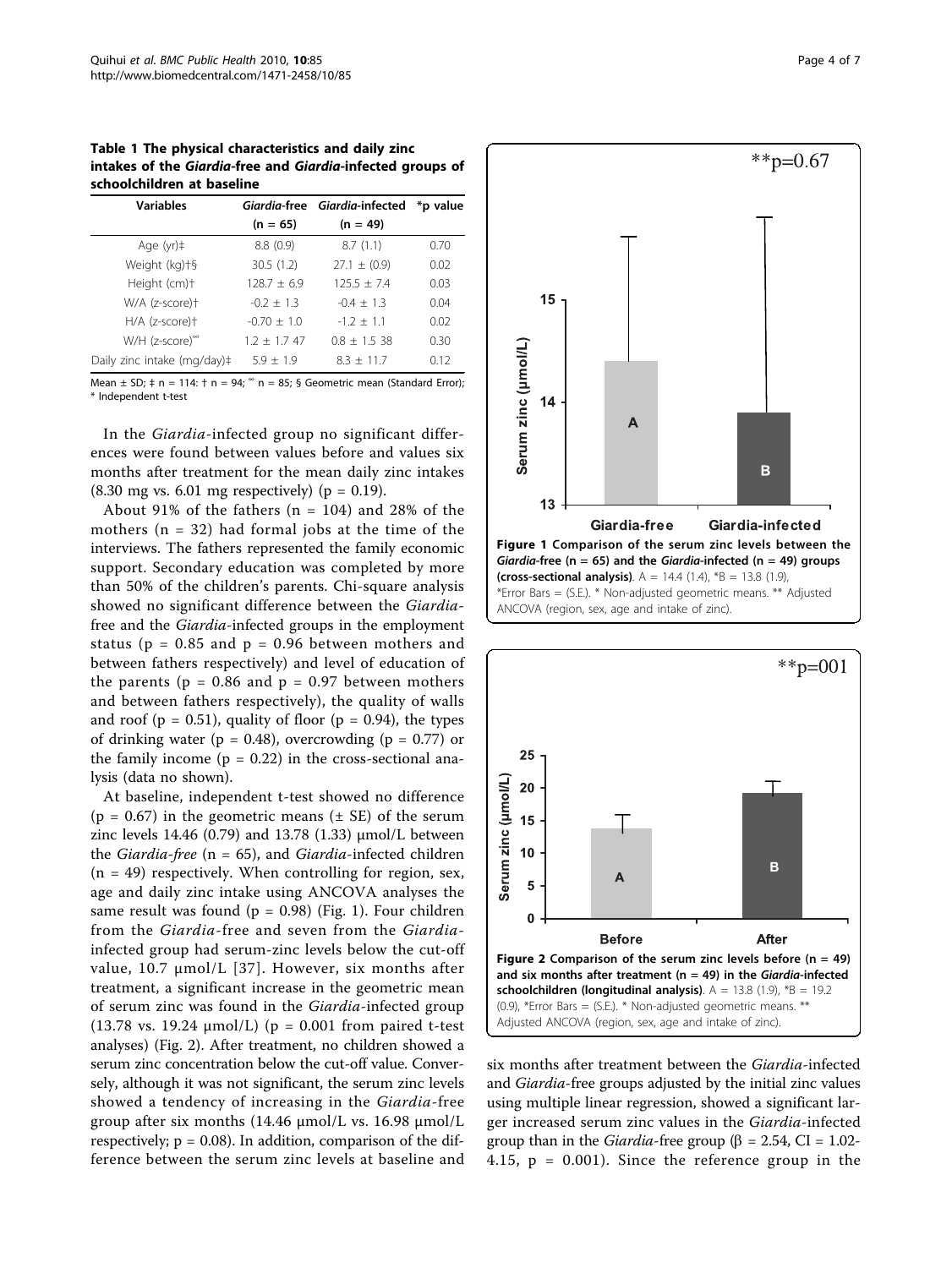**Table 1 The physical characteristics and daily zinc intakes of the *Giardia*-free and *Giardia*-infected groups of schoolchildren at baseline**

| Variables | *Giardia*-free (n = 65) | *Giardia*-infected (n = 49) | *p value |
|---|---|---|---|
| Age (yr)‡ | 8.8 (0.9) | 8.7 (1.1) | 0.70 |
| Weight (kg)†§ | 30.5 (1.2) | 27.1 ± (0.9) | 0.02 |
| Height (cm)† | 128.7 ± 6.9 | 125.5 ± 7.4 | 0.03 |
| W/A (z-score)† | -0.2 ± 1.3 | -0.4 ± 1.3 | 0.04 |
| H/A (z-score)† | -0.70 ± 1.0 | -1.2 ± 1.1 | 0.02 |
| W/H (z-score)$^{\infty}$ | 1.2 ± 1.7 47 | 0.8 ± 1.5 38 | 0.30 |
| Daily zinc intake (mg/day)‡ | 5.9 ± 1.9 | 8.3 ± 11.7 | 0.12 |

Mean ± SD; ‡ n = 114: † n = 94; $^{\infty}$ n = 85; § Geometric mean (Standard Error); * Independent t-test

In the *Giardia*-infected group no significant differences were found between values before and values six months after treatment for the mean daily zinc intakes (8.30 mg vs. 6.01 mg respectively) (p = 0.19).

About 91% of the fathers (n = 104) and 28% of the mothers (n = 32) had formal jobs at the time of the interviews. The fathers represented the family economic support. Secondary education was completed by more than 50% of the children's parents. Chi-square analysis showed no significant difference between the *Giardia*-free and the *Giardia*-infected groups in the employment status (p = 0.85 and p = 0.96 between mothers and between fathers respectively) and level of education of the parents (p = 0.86 and p = 0.97 between mothers and between fathers respectively), the quality of walls and roof (p = 0.51), quality of floor (p = 0.94), the types of drinking water (p = 0.48), overcrowding (p = 0.77) or the family income (p = 0.22) in the cross-sectional analysis (data no shown).

At baseline, independent t-test showed no difference (p = 0.67) in the geometric means (± SE) of the serum zinc levels 14.46 (0.79) and 13.78 (1.33) μmol/L between the *Giardia-free* (n = 65), and *Giardia*-infected children (n = 49) respectively. When controlling for region, sex, age and daily zinc intake using ANCOVA analyses the same result was found (p = 0.98) (Fig. 1). Four children from the *Giardia*-free and seven from the *Giardia*-infected group had serum-zinc levels below the cut-off value, 10.7 μmol/L [37]. However, six months after treatment, a significant increase in the geometric mean of serum zinc was found in the *Giardia*-infected group (13.78 vs. 19.24 μmol/L) (p = 0.001 from paired t-test analyses) (Fig. 2). After treatment, no children showed a serum zinc concentration below the cut-off value. Conversely, although it was not significant, the serum zinc levels showed a tendency of increasing in the *Giardia*-free group after six months (14.46 μmol/L vs. 16.98 μmol/L respectively; p = 0.08). In addition, comparison of the difference between the serum zinc levels at baseline and six months after treatment between the *Giardia*-infected and *Giardia*-free groups adjusted by the initial zinc values using multiple linear regression, showed a significant larger increased serum zinc values in the *Giardia*-infected group than in the *Giardia*-free group (β = 2.54, CI = 1.02-4.15, p = 0.001). Since the reference group in the

**Figure 1 Comparison of the serum zinc levels between the *Giardia*-free (n = 65) and the *Giardia*-infected (n = 49) groups (cross-sectional analysis)**. A = 14.4 (1.4), *B = 13.8 (1.9), *Error Bars = (S.E.). * Non-adjusted geometric means. ** Adjusted ANCOVA (region, sex, age and intake of zinc).

**Figure 2 Comparison of the serum zinc levels before (n = 49) and six months after treatment (n = 49) in the *Giardia*-infected schoolchildren (longitudinal analysis)**. A = 13.8 (1.9), *B = 19.2 (0.9), *Error Bars = (S.E.). * Non-adjusted geometric means. ** Adjusted ANCOVA (region, sex, age and intake of zinc).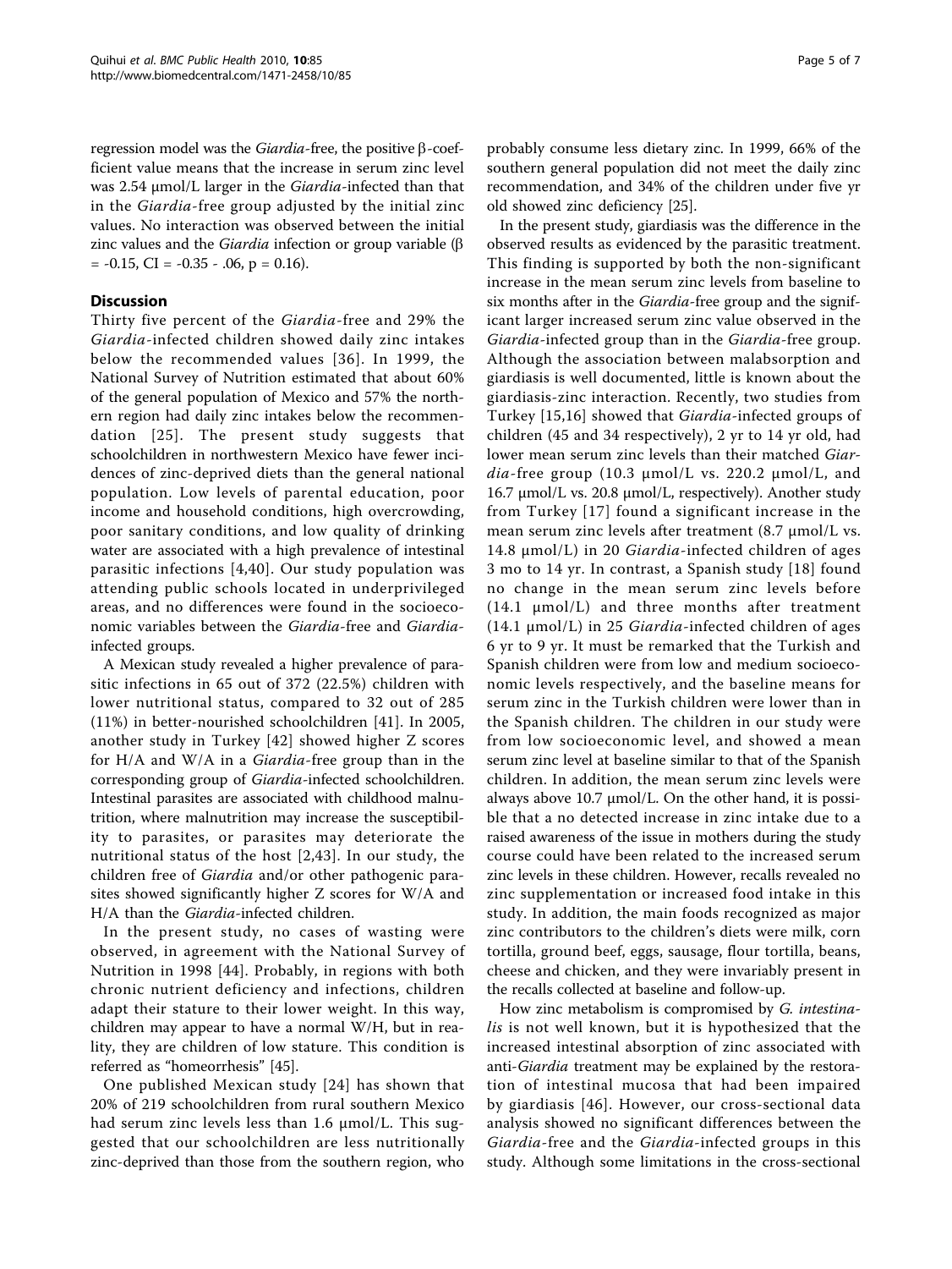regression model was the *Giardia*-free, the positive β-coefficient value means that the increase in serum zinc level was 2.54 μmol/L larger in the *Giardia*-infected than that in the *Giardia*-free group adjusted by the initial zinc values. No interaction was observed between the initial zinc values and the *Giardia* infection or group variable (β = -0.15, CI = -0.35 - .06, p = 0.16).

## Discussion

Thirty five percent of the *Giardia*-free and 29% the *Giardia*-infected children showed daily zinc intakes below the recommended values [36]. In 1999, the National Survey of Nutrition estimated that about 60% of the general population of Mexico and 57% the northern region had daily zinc intakes below the recommendation [25]. The present study suggests that schoolchildren in northwestern Mexico have fewer incidences of zinc-deprived diets than the general national population. Low levels of parental education, poor income and household conditions, high overcrowding, poor sanitary conditions, and low quality of drinking water are associated with a high prevalence of intestinal parasitic infections [4,40]. Our study population was attending public schools located in underprivileged areas, and no differences were found in the socioeconomic variables between the *Giardia*-free and *Giardia*-infected groups.

A Mexican study revealed a higher prevalence of parasitic infections in 65 out of 372 (22.5%) children with lower nutritional status, compared to 32 out of 285 (11%) in better-nourished schoolchildren [41]. In 2005, another study in Turkey [42] showed higher Z scores for H/A and W/A in a *Giardia*-free group than in the corresponding group of *Giardia*-infected schoolchildren. Intestinal parasites are associated with childhood malnutrition, where malnutrition may increase the susceptibility to parasites, or parasites may deteriorate the nutritional status of the host [2,43]. In our study, the children free of *Giardia* and/or other pathogenic parasites showed significantly higher Z scores for W/A and H/A than the *Giardia*-infected children.

In the present study, no cases of wasting were observed, in agreement with the National Survey of Nutrition in 1998 [44]. Probably, in regions with both chronic nutrient deficiency and infections, children adapt their stature to their lower weight. In this way, children may appear to have a normal W/H, but in reality, they are children of low stature. This condition is referred as "homeorrhesis" [45].

One published Mexican study [24] has shown that 20% of 219 schoolchildren from rural southern Mexico had serum zinc levels less than 1.6 μmol/L. This suggested that our schoolchildren are less nutritionally zinc-deprived than those from the southern region, who probably consume less dietary zinc. In 1999, 66% of the southern general population did not meet the daily zinc recommendation, and 34% of the children under five yr old showed zinc deficiency [25].

In the present study, giardiasis was the difference in the observed results as evidenced by the parasitic treatment. This finding is supported by both the non-significant increase in the mean serum zinc levels from baseline to six months after in the *Giardia*-free group and the significant larger increased serum zinc value observed in the *Giardia*-infected group than in the *Giardia*-free group. Although the association between malabsorption and giardiasis is well documented, little is known about the giardiasis-zinc interaction. Recently, two studies from Turkey [15,16] showed that *Giardia*-infected groups of children (45 and 34 respectively), 2 yr to 14 yr old, had lower mean serum zinc levels than their matched *Giardia*-free group (10.3 μmol/L vs. 220.2 μmol/L, and 16.7 μmol/L vs. 20.8 μmol/L, respectively). Another study from Turkey [17] found a significant increase in the mean serum zinc levels after treatment (8.7 μmol/L vs. 14.8 μmol/L) in 20 *Giardia*-infected children of ages 3 mo to 14 yr. In contrast, a Spanish study [18] found no change in the mean serum zinc levels before (14.1 μmol/L) and three months after treatment (14.1 μmol/L) in 25 *Giardia*-infected children of ages 6 yr to 9 yr. It must be remarked that the Turkish and Spanish children were from low and medium socioeconomic levels respectively, and the baseline means for serum zinc in the Turkish children were lower than in the Spanish children. The children in our study were from low socioeconomic level, and showed a mean serum zinc level at baseline similar to that of the Spanish children. In addition, the mean serum zinc levels were always above 10.7 μmol/L. On the other hand, it is possible that a no detected increase in zinc intake due to a raised awareness of the issue in mothers during the study course could have been related to the increased serum zinc levels in these children. However, recalls revealed no zinc supplementation or increased food intake in this study. In addition, the main foods recognized as major zinc contributors to the children's diets were milk, corn tortilla, ground beef, eggs, sausage, flour tortilla, beans, cheese and chicken, and they were invariably present in the recalls collected at baseline and follow-up.

How zinc metabolism is compromised by *G. intestinalis* is not well known, but it is hypothesized that the increased intestinal absorption of zinc associated with anti-*Giardia* treatment may be explained by the restoration of intestinal mucosa that had been impaired by giardiasis [46]. However, our cross-sectional data analysis showed no significant differences between the *Giardia*-free and the *Giardia*-infected groups in this study. Although some limitations in the cross-sectional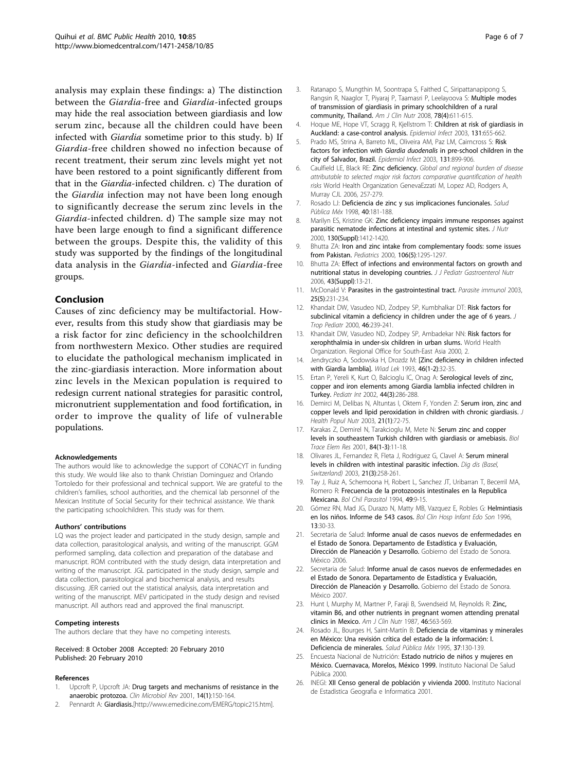analysis may explain these findings: a) The distinction between the *Giardia*-free and *Giardia*-infected groups may hide the real association between giardiasis and low serum zinc, because all the children could have been infected with *Giardia* sometime prior to this study. b) If *Giardia*-free children showed no infection because of recent treatment, their serum zinc levels might yet not have been restored to a point significantly different from that in the *Giardia*-infected children. c) The duration of the *Giardia* infection may not have been long enough to significantly decrease the serum zinc levels in the *Giardia*-infected children. d) The sample size may not have been large enough to find a significant difference between the groups. Despite this, the validity of this study was supported by the findings of the longitudinal data analysis in the *Giardia*-infected and *Giardia*-free groups.

## Conclusion

Causes of zinc deficiency may be multifactorial. However, results from this study show that giardiasis may be a risk factor for zinc deficiency in the schoolchildren from northwestern Mexico. Other studies are required to elucidate the pathological mechanism implicated in the zinc-giardiasis interaction. More information about zinc levels in the Mexican population is required to redesign current national strategies for parasitic control, micronutrient supplementation and food fortification, in order to improve the quality of life of vulnerable populations.

#### Acknowledgements

The authors would like to acknowledge the support of CONACYT in funding this study. We would like also to thank Christian Dominguez and Orlando Tortoledo for their professional and technical support. We are grateful to the children's families, school authorities, and the chemical lab personnel of the Mexican Institute of Social Security for their technical assistance. We thank the participating schoolchildren. This study was for them.

#### Authors' contributions

LQ was the project leader and participated in the study design, sample and data collection, parasitological analysis, and writing of the manuscript. GGM performed sampling, data collection and preparation of the database and manuscript. ROM contributed with the study design, data interpretation and writing of the manuscript. JGL participated in the study design, sample and data collection, parasitological and biochemical analysis, and results discussing. JER carried out the statistical analysis, data interpretation and writing of the manuscript. MEV participated in the study design and revised manuscript. All authors read and approved the final manuscript.

#### Competing interests

The authors declare that they have no competing interests.

Received: 8 October 2008 Accepted: 20 February 2010
Published: 20 February 2010

#### References

1. Upcroft P, Upcroft JA: **Drug targets and mechanisms of resistance in the anaerobic protozoa.** *Clin Microbiol Rev* 2001, **14(1)**:150-164.
2. Pennardt A: **Giardiasis.**[http://www.emedicine.com/EMERG/topic215.htm].
3. Ratanapo S, Mungthin M, Soontrapa S, Faithed C, Siripattanapipong S, Rangsin R, Naaglor T, Piyaraj P, Taamasri P, Leelayoova S: **Multiple modes of transmission of giardiasis in primary schoolchildren of a rural community, Thailand.** *Am J Clin Nutr* 2008, **78(4)**:611-615.
4. Hoque ME, Hope VT, Scragg R, Kjellstrom T: **Children at risk of giardiasis in Auckland: a case-control analysis.** *Epidemiol Infect* 2003, **131**:655-662.
5. Prado MS, Strina A, Barreto ML, Oliveira AM, Paz LM, Cairncross S: **Risk factors for infection with *Giardia duodenalis* in pre-school children in the city of Salvador, Brazil.** *Epidemiol Infect* 2003, **131**:899-906.
6. Caulfield LE, Black RE: **Zinc deficiency.** *Global and regional burden of disease attributable to selected major risk factors comparative quantification of health risks* World Health Organization GenevaEzzati M, Lopez AD, Rodgers A, Murray CJL 2006, 257-279.
7. Rosado LJ: **Deficiencia de zinc y sus implicaciones funcionales.** *Salud Pública Méx* 1998, **40**:181-188.
8. Marilyn ES, Kristine GK: **Zinc deficiency impairs immune responses against parasitic nematode infections at intestinal and systemic sites.** *J Nutr* 2000, **130(Suppl)**:1412-1420.
9. Bhutta ZA: **Iron and zinc intake from complementary foods: some issues from Pakistan.** *Pediatrics* 2000, **106(5)**:1295-1297.
10. Bhutta ZA: **Effect of infections and environmental factors on growth and nutritional status in developing countries.** *J J Pediatr Gastroenterol Nutr* 2006, **43(Suppl)**:13-21.
11. McDonald V: **Parasites in the gastrointestinal tract.** *Parasite immunol* 2003, **25(5)**:231-234.
12. Khandait DW, Vasudeo ND, Zodpey SP, Kumbhalkar DT: **Risk factors for subclinical vitamin a deficiency in children under the age of 6 years.** *J Trop Pediatr* 2000, **46**:239-241.
13. Khandait DW, Vasudeo ND, Zodpey SP, Ambadekar NN: **Risk factors for xerophthalmia in under-six children in urban slums.** World Health Organization. Regional Office for South-East Asia 2000, 2.
14. Jendryczko A, Sodowska H, Drozdz M: **[Zinc deficiency in children infected with Giardia lamblia].** *Wiad Lek* 1993, **46(1-2)**:32-35.
15. Ertan P, Yereli K, Kurt O, Balcioglu IC, Onag A: **Serological levels of zinc, copper and iron elements among Giardia lamblia infected children in Turkey.** *Pediatr Int* 2002, **44(3)**:286-288.
16. Demirci M, Delibas N, Altuntas I, Oktem F, Yonden Z: **Serum iron, zinc and copper levels and lipid peroxidation in children with chronic giardiasis.** *J Health Popul Nutr* 2003, **21(1)**:72-75.
17. Karakas Z, Demirel N, Tarakcioglu M, Mete N: **Serum zinc and copper levels in southeastern Turkish children with giardiasis or amebiasis.** *Biol Trace Elem Res* 2001, **84(1-3)**:11-18.
18. Olivares JL, Fernandez R, Fleta J, Rodriguez G, Clavel A: **Serum mineral levels in children with intestinal parasitic infection.** *Dig dis (Basel, Switzerland)* 2003, **21(3)**:258-261.
19. Tay J, Ruiz A, Schemoona H, Robert L, Sanchez JT, Uribarran T, Becerril MA, Romero R: **Frecuencia de la protozoosis intestinales en la Republica Mexicana.** *Bol Chil Parasitol* 1994, **49**:9-15.
20. Gómez RN, Mad JG, Durazo N, Matty MB, Vazquez E, Robles G: **Helmintiasis en los niños. Informe de 543 casos.** *Bol Clin Hosp Infant Edo Son* 1996, **13**:30-33.
21. Secretaria de Salud: **Informe anual de casos nuevos de enfermedades en el Estado de Sonora. Departamento de Estadística y Evaluación, Dirección de Planeación y Desarrollo.** Gobierno del Estado de Sonora. México 2006.
22. Secretaria de Salud: **Informe anual de casos nuevos de enfermedades en el Estado de Sonora. Departamento de Estadística y Evaluación, Dirección de Planeación y Desarrollo.** Gobierno del Estado de Sonora. México 2007.
23. Hunt I, Murphy M, Martner P, Faraji B, Swendseid M, Reynolds R: **Zinc, vitamin B6, and other nutrients in pregnant women attending prenatal clinics in Mexico.** *Am J Clin Nutr* 1987, **46**:563-569.
24. Rosado JL, Bourges H, Saint-Martín B: **Deficiencia de vitaminas y minerales en México: Una revisión crítica del estado de la información: I. Deficiencia de minerales.** *Salud Pública Méx* 1995, **37**:130-139.
25. Encuesta Nacional de Nutrición: **Estado nutricio de niños y mujeres en México. Cuernavaca, Morelos, México 1999.** Instituto Nacional De Salud Pública 2000.
26. INEGI: **XII Censo general de población y vivienda 2000.** Instituto Nacional de Estadistica Geografia e Informatica 2001.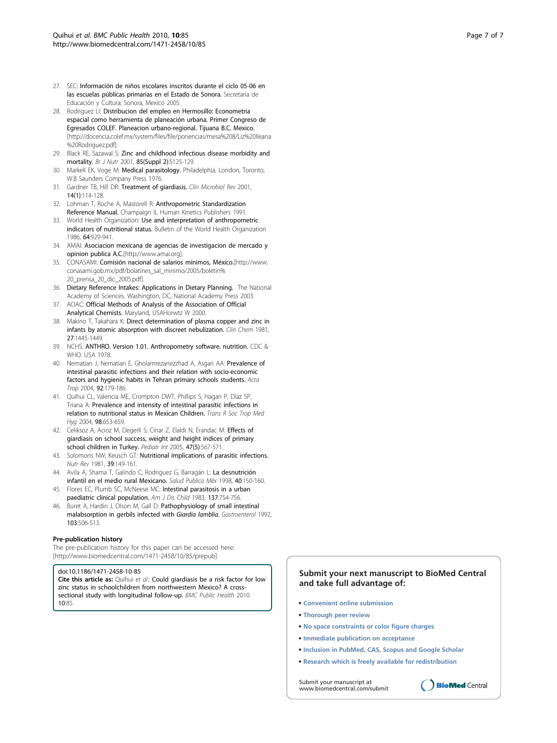27. SEC: **Información de niños escolares inscritos durante el ciclo 05-06 en las escuelas públicas primarias en el Estado de Sonora.** Secretaría de Educación y Cultura; Sonora, Mexico 2005.
28. Rodriguez LI: **Distribucion del empleo en Hermosillo: Econometria espacial como herramienta de planeación urbana. Primer Congreso de Egresados COLEF. Planeacion urbano-regional. Tijuana B.C. Mexico.** [http://docencia.colef.mx/system/files/file/ponencias/mesa%208/Liz%20Ileana%20Rodriguez.pdf].
29. Black RE, Sazawal S: **Zinc and childhood infectious disease morbidity and mortality.** *Br J Nutr* 2001, **85(Suppl 2)**:S125-129.
30. Markell EK, Voge M: **Medical parasitology.** Philadelphia, London, Toronto, W.B Saunders Company Press 1976.
31. Gardner TB, Hill DR: **Treatment of giardiasis.** *Clin Microbiol Rev* 2001, **14(1)**:114-128.
32. Lohman T, Roche A, Mastorell R: **Anthropometric Standardization Reference Manual.** Champaign IL Human Kinetics Publishers 1991.
33. World Health Organization: **Use and interpretation of anthropometric indicators of nutritional status.** Bulletin of the World Health Organization 1986, **64**:929-941.
34. AMAI: **Asociacion mexicana de agencias de investigacion de mercado y opinion publica A.C.**[http://www.amai.org].
35. CONASAMI: **Comisión nacional de salarios mínimos, México.**[http://www.conasami.gob.mx/pdf/bolatines_sal_minimo/2005/boletin%20_prensa_20_dic_2005.pdf].
36. **Dietary Reference Intakes: Applications in Dietary Planning.** The National Academy of Sciences. Washington, DC, National Academy Press 2003.
37. AOAC: **Official Methods of Analysis of the Association of Official Analytical Chemists.** Maryland, USAHorwtz W 2000.
38. Makino T, Takahara K: **Direct determination of plasma copper and zinc in infants by atomic absorption with discreet nebulization.** *Clin Chem* 1981, **27**:1445-1449.
39. NCHS: **ANTHRO. Version 1.01. Anthropometry software. nutrition.** CDC & WHO. USA 1978.
40. Nematian J, Nematian E, Gholamrezanezzhad A, Asgari AA: **Prevalence of intestinal parasitic infections and their relation with socio-economic factors and hygienic habits in Tehran primary schools students.** *Acta Trop* 2004, **92**:179-186.
41. Quihui CL, Valencia ME, Crompton DWT, Phillips S, Hagan P, Díaz SP, Triana A: **Prevalence and intensity of intestinal parasitic infections in relation to nutritional status in Mexican Children.** *Trans R Soc Trop Med Hyg* 2004, **98**:653-659.
42. Celiksoz A, Acioz M, Degerli S, Cinar Z, Elaldi N, Erandac M: **Effects of giardiasis on school success, weight and height indices of primary school children in Turkey.** *Pediatr Int* 2005, **47(5)**:567-571.
43. Solomons NW, Keusch GT: **Nutritional implications of parasitic infections.** *Nutr Rev* 1981, **39**:149-161.
44. Avila A, Shama T, Galindo C, Rodriguez G, Barragán L: **La desnutrición infantil en el medio rural Mexicano.** *Salud Publica Méx* 1998, **40**:150-160.
45. Flores EC, Plumb SC, McNeese MC: **Intestinal parasitosis in a urban paediatric clinical population.** *Am J Dis Child* 1983, **137**:754-756.
46. Buret A, Hardin J, Olson M, Gall D: **Pathophysiology of small intestinal malabsorption in gerbils infected with *Giardia lamblia*.** *Gastroenterol* 1992, **103**:506-513.

### Pre-publication history

The pre-publication history for this paper can be accessed here:
[http://www.biomedcentral.com/1471-2458/10/85/prepub]

doi:10.1186/1471-2458-10-85

**Cite this article as:** Quihui *et al.*: Could giardiasis be a risk factor for low zinc status in schoolchildren from northwestern Mexico? A cross-sectional study with longitudinal follow-up. *BMC Public Health* 2010 **10**:85.

**Submit your next manuscript to BioMed Central and take full advantage of:**

- Convenient online submission
- Thorough peer review
- No space constraints or color figure charges
- Immediate publication on acceptance
- Inclusion in PubMed, CAS, Scopus and Google Scholar
- Research which is freely available for redistribution

Submit your manuscript at
www.biomedcentral.com/submit

BioMed Central